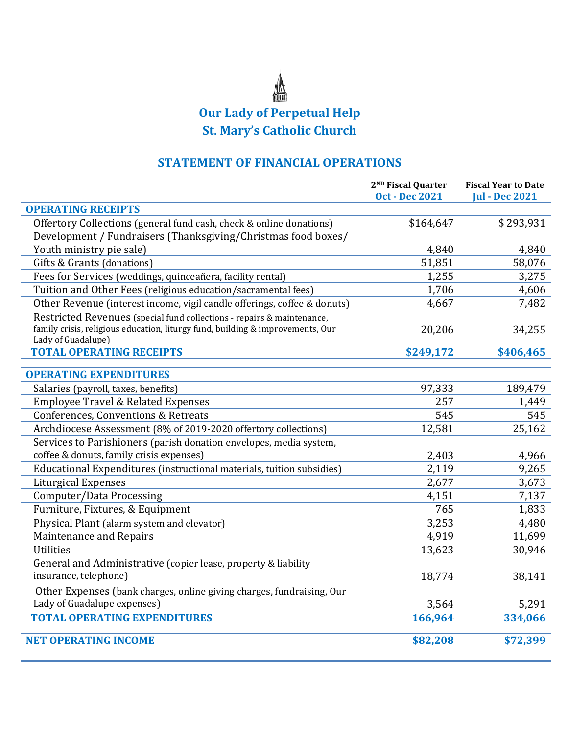# Our Lady of Perpetual Help
# St. Mary's Catholic Church

## STATEMENT OF FINANCIAL OPERATIONS

| | 2ND Fiscal Quarter Oct - Dec 2021 | Fiscal Year to Date Jul - Dec 2021 |
|---|---|---|
| **OPERATING RECEIPTS** | | |
| Offertory Collections (general fund cash, check & online donations) | $164,647 | $ 293,931 |
| Development / Fundraisers (Thanksgiving/Christmas food boxes/ Youth ministry pie sale) | 4,840 | 4,840 |
| Gifts & Grants (donations) | 51,851 | 58,076 |
| Fees for Services (weddings, quinceañera, facility rental) | 1,255 | 3,275 |
| Tuition and Other Fees (religious education/sacramental fees) | 1,706 | 4,606 |
| Other Revenue (interest income, vigil candle offerings, coffee & donuts) | 4,667 | 7,482 |
| Restricted Revenues (special fund collections - repairs & maintenance, family crisis, religious education, liturgy fund, building & improvements, Our Lady of Guadalupe) | 20,206 | 34,255 |
| **TOTAL OPERATING RECEIPTS** | **$249,172** | **$406,465** |
| | | |
| **OPERATING EXPENDITURES** | | |
| Salaries (payroll, taxes, benefits) | 97,333 | 189,479 |
| Employee Travel & Related Expenses | 257 | 1,449 |
| Conferences, Conventions & Retreats | 545 | 545 |
| Archdiocese Assessment (8% of 2019-2020 offertory collections) | 12,581 | 25,162 |
| Services to Parishioners (parish donation envelopes, media system, coffee & donuts, family crisis expenses) | 2,403 | 4,966 |
| Educational Expenditures (instructional materials, tuition subsidies) | 2,119 | 9,265 |
| Liturgical Expenses | 2,677 | 3,673 |
| Computer/Data Processing | 4,151 | 7,137 |
| Furniture, Fixtures, & Equipment | 765 | 1,833 |
| Physical Plant (alarm system and elevator) | 3,253 | 4,480 |
| Maintenance and Repairs | 4,919 | 11,699 |
| Utilities | 13,623 | 30,946 |
| General and Administrative (copier lease, property & liability insurance, telephone) | 18,774 | 38,141 |
| Other Expenses (bank charges, online giving charges, fundraising, Our Lady of Guadalupe expenses) | 3,564 | 5,291 |
| **TOTAL OPERATING EXPENDITURES** | **166,964** | **334,066** |
| | | |
| **NET OPERATING INCOME** | **$82,208** | **$72,399** |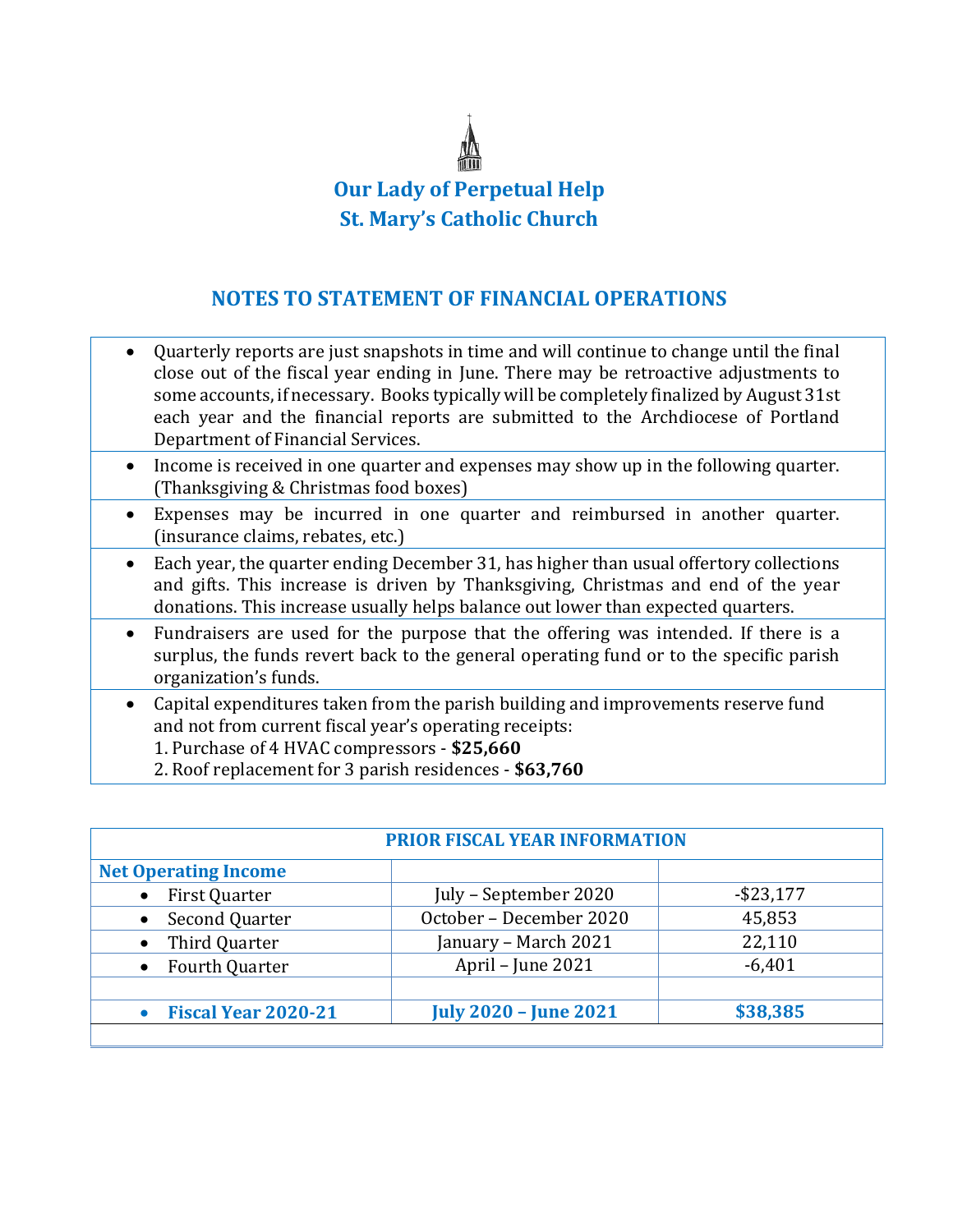# Our Lady of Perpetual Help
# St. Mary's Catholic Church

## NOTES TO STATEMENT OF FINANCIAL OPERATIONS

- Quarterly reports are just snapshots in time and will continue to change until the final close out of the fiscal year ending in June. There may be retroactive adjustments to some accounts, if necessary. Books typically will be completely finalized by August 31st each year and the financial reports are submitted to the Archdiocese of Portland Department of Financial Services.
- Income is received in one quarter and expenses may show up in the following quarter. (Thanksgiving & Christmas food boxes)
- Expenses may be incurred in one quarter and reimbursed in another quarter. (insurance claims, rebates, etc.)
- Each year, the quarter ending December 31, has higher than usual offertory collections and gifts. This increase is driven by Thanksgiving, Christmas and end of the year donations. This increase usually helps balance out lower than expected quarters.
- Fundraisers are used for the purpose that the offering was intended. If there is a surplus, the funds revert back to the general operating fund or to the specific parish organization's funds.
- Capital expenditures taken from the parish building and improvements reserve fund and not from current fiscal year's operating receipts:
  1. Purchase of 4 HVAC compressors - **$25,660**
  2. Roof replacement for 3 parish residences - **$63,760**

| PRIOR FISCAL YEAR INFORMATION | | |
|---|---|---|
| **Net Operating Income** | | |
| • First Quarter | July – September 2020 | -$23,177 |
| • Second Quarter | October – December 2020 | 45,853 |
| • Third Quarter | January – March 2021 | 22,110 |
| • Fourth Quarter | April – June 2021 | -6,401 |
| | | |
| • **Fiscal Year 2020-21** | **July 2020 – June 2021** | **$38,385** |